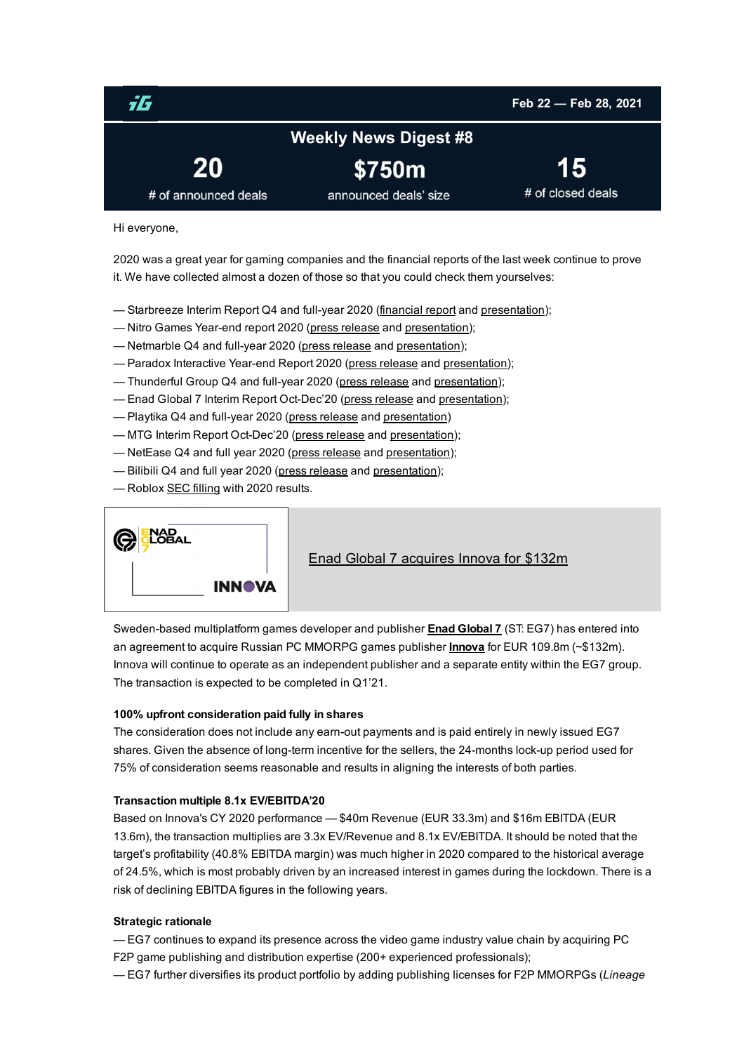Feb 22 — Feb 28, 2021

# Weekly News Digest #8

| 20 | $750m | 15 |
| --- | --- | --- |
| # of announced deals | announced deals' size | # of closed deals |

Hi everyone,

2020 was a great year for gaming companies and the financial reports of the last week continue to prove it. We have collected almost a dozen of those so that you could check them yourselves:

— Starbreeze Interim Report Q4 and full-year 2020 (financial report and presentation);
— Nitro Games Year-end report 2020 (press release and presentation);
— Netmarble Q4 and full-year 2020 (press release and presentation);
— Paradox Interactive Year-end Report 2020 (press release and presentation);
— Thunderful Group Q4 and full-year 2020 (press release and presentation);
— Enad Global 7 Interim Report Oct-Dec'20 (press release and presentation);
— Playtika Q4 and full-year 2020 (press release and presentation)
— MTG Interim Report Oct-Dec'20 (press release and presentation);
— NetEase Q4 and full year 2020 (press release and presentation);
— Bilibili Q4 and full year 2020 (press release and presentation);
— Roblox SEC filling with 2020 results.

## Enad Global 7 acquires Innova for $132m

Sweden-based multiplatform games developer and publisher **Enad Global 7** (ST: EG7) has entered into an agreement to acquire Russian PC MMORPG games publisher **Innova** for EUR 109.8m (~$132m). Innova will continue to operate as an independent publisher and a separate entity within the EG7 group. The transaction is expected to be completed in Q1'21.

**100% upfront consideration paid fully in shares**

The consideration does not include any earn-out payments and is paid entirely in newly issued EG7 shares. Given the absence of long-term incentive for the sellers, the 24-months lock-up period used for 75% of consideration seems reasonable and results in aligning the interests of both parties.

**Transaction multiple 8.1x EV/EBITDA'20**

Based on Innova's CY 2020 performance — $40m Revenue (EUR 33.3m) and $16m EBITDA (EUR 13.6m), the transaction multiplies are 3.3x EV/Revenue and 8.1x EV/EBITDA. It should be noted that the target's profitability (40.8% EBITDA margin) was much higher in 2020 compared to the historical average of 24.5%, which is most probably driven by an increased interest in games during the lockdown. There is a risk of declining EBITDA figures in the following years.

**Strategic rationale**

— EG7 continues to expand its presence across the video game industry value chain by acquiring PC F2P game publishing and distribution expertise (200+ experienced professionals);
— EG7 further diversifies its product portfolio by adding publishing licenses for F2P MMORPGs (*Lineage*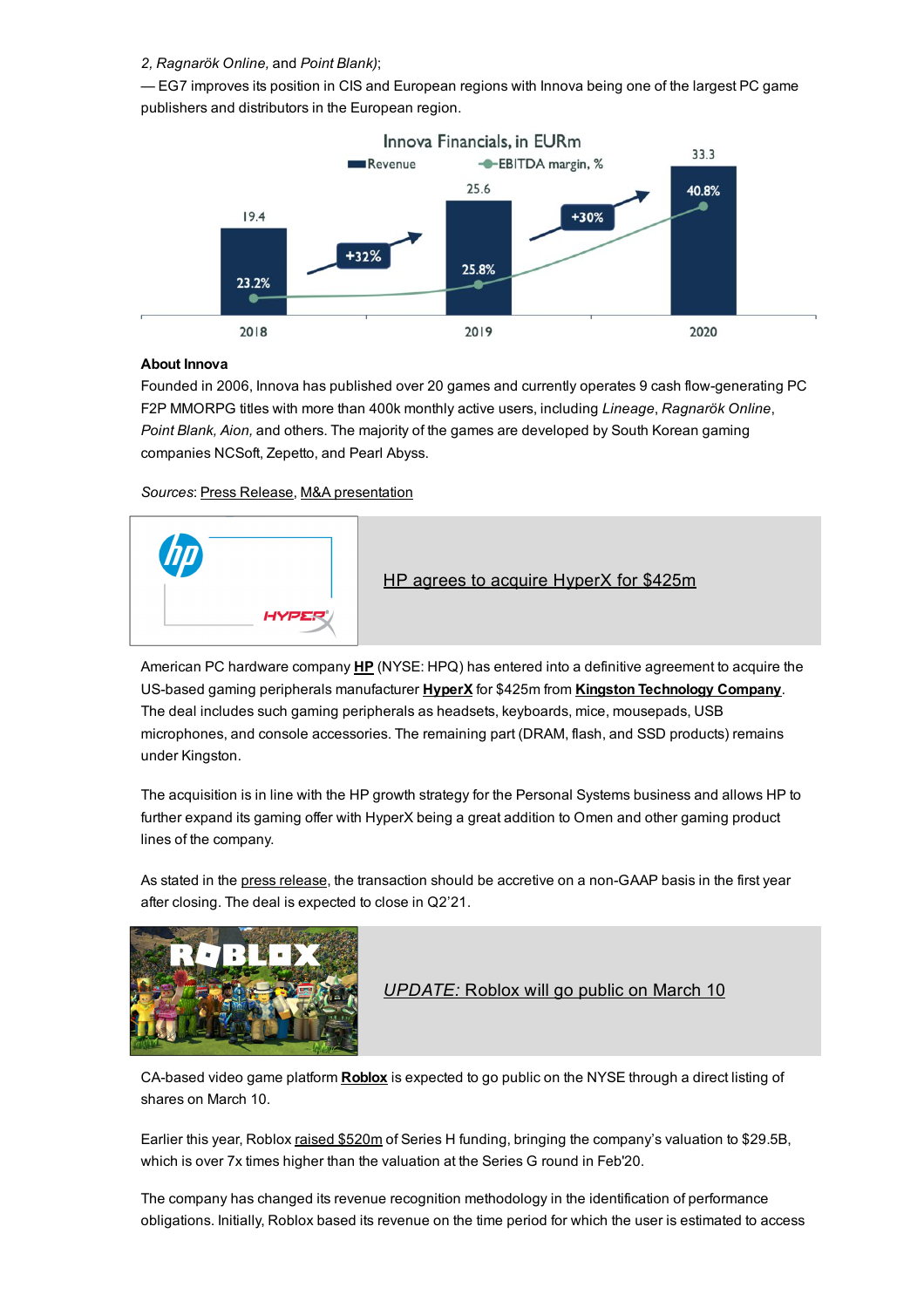2, *Ragnarök Online,* and *Point Blank)*;

— EG7 improves its position in CIS and European regions with Innova being one of the largest PC game publishers and distributors in the European region.

**Innova Financials, in EURm**

| | 2018 | 2019 | 2020 |
|---|---|---|---|
| Revenue | 19.4 | 25.6 | 33.3 |
| EBITDA margin, % | 23.2% | 25.8% | 40.8% |
| Revenue growth | | +32% | +30% |

**About Innova**

Founded in 2006, Innova has published over 20 games and currently operates 9 cash flow-generating PC F2P MMORPG titles with more than 400k monthly active users, including *Lineage*, *Ragnarök Online*, *Point Blank, Aion,* and others. The majority of the games are developed by South Korean gaming companies NCSoft, Zepetto, and Pearl Abyss.

*Sources*: Press Release, M&A presentation

## HP agrees to acquire HyperX for $425m

American PC hardware company **HP** (NYSE: HPQ) has entered into a definitive agreement to acquire the US-based gaming peripherals manufacturer **HyperX** for $425m from **Kingston Technology Company**. The deal includes such gaming peripherals as headsets, keyboards, mice, mousepads, USB microphones, and console accessories. The remaining part (DRAM, flash, and SSD products) remains under Kingston.

The acquisition is in line with the HP growth strategy for the Personal Systems business and allows HP to further expand its gaming offer with HyperX being a great addition to Omen and other gaming product lines of the company.

As stated in the press release, the transaction should be accretive on a non-GAAP basis in the first year after closing. The deal is expected to close in Q2'21.

## *UPDATE:* Roblox will go public on March 10

CA-based video game platform **Roblox** is expected to go public on the NYSE through a direct listing of shares on March 10.

Earlier this year, Roblox raised $520m of Series H funding, bringing the company's valuation to $29.5B, which is over 7x times higher than the valuation at the Series G round in Feb'20.

The company has changed its revenue recognition methodology in the identification of performance obligations. Initially, Roblox based its revenue on the time period for which the user is estimated to access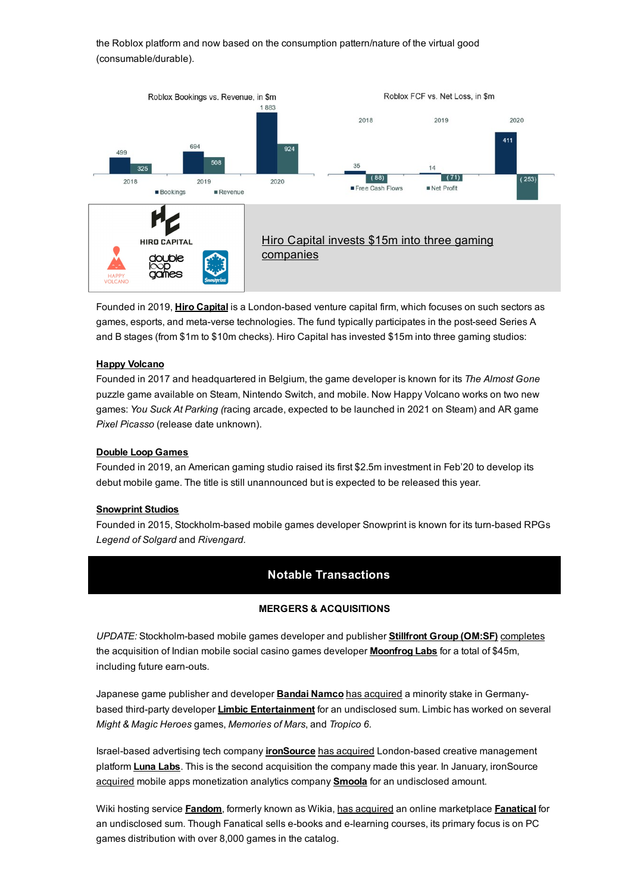the Roblox platform and now based on the consumption pattern/nature of the virtual good (consumable/durable).

Roblox Bookings vs. Revenue, in $m

| | Bookings | Revenue |
|---|---|---|
| 2018 | 499 | 325 |
| 2019 | 694 | 508 |
| 2020 | 1 883 | 924 |

Roblox FCF vs. Net Loss, in $m

| | Free Cash Flows | Net Profit |
|---|---|---|
| 2018 | 35 | (88) |
| 2019 | 14 | (71) |
| 2020 | 411 | (253) |

HIRO CAPITAL

HAPPY VOLCANO

double loop games

Snowprint

Hiro Capital invests $15m into three gaming companies

Founded in 2019, **Hiro Capital** is a London-based venture capital firm, which focuses on such sectors as games, esports, and meta-verse technologies. The fund typically participates in the post-seed Series A and B stages (from $1m to $10m checks). Hiro Capital has invested $15m into three gaming studios:

**Happy Volcano**

Founded in 2017 and headquartered in Belgium, the game developer is known for its *The Almost Gone* puzzle game available on Steam, Nintendo Switch, and mobile. Now Happy Volcano works on two new games: *You Suck At Parking* (racing arcade, expected to be launched in 2021 on Steam) and AR game *Pixel Picasso* (release date unknown).

**Double Loop Games**

Founded in 2019, an American gaming studio raised its first $2.5m investment in Feb'20 to develop its debut mobile game. The title is still unannounced but is expected to be released this year.

**Snowprint Studios**

Founded in 2015, Stockholm-based mobile games developer Snowprint is known for its turn-based RPGs *Legend of Solgard* and *Rivengard*.

## Notable Transactions

### MERGERS & ACQUISITIONS

*UPDATE:* Stockholm-based mobile games developer and publisher **Stillfront Group (OM:SF)** completes the acquisition of Indian mobile social casino games developer **Moonfrog Labs** for a total of $45m, including future earn-outs.

Japanese game publisher and developer **Bandai Namco** has acquired a minority stake in Germany-based third-party developer **Limbic Entertainment** for an undisclosed sum. Limbic has worked on several *Might & Magic Heroes* games, *Memories of Mars*, and *Tropico 6*.

Israel-based advertising tech company **ironSource** has acquired London-based creative management platform **Luna Labs**. This is the second acquisition the company made this year. In January, ironSource acquired mobile apps monetization analytics company **Smoola** for an undisclosed amount.

Wiki hosting service **Fandom**, formerly known as Wikia, has acquired an online marketplace **Fanatical** for an undisclosed sum. Though Fanatical sells e-books and e-learning courses, its primary focus is on PC games distribution with over 8,000 games in the catalog.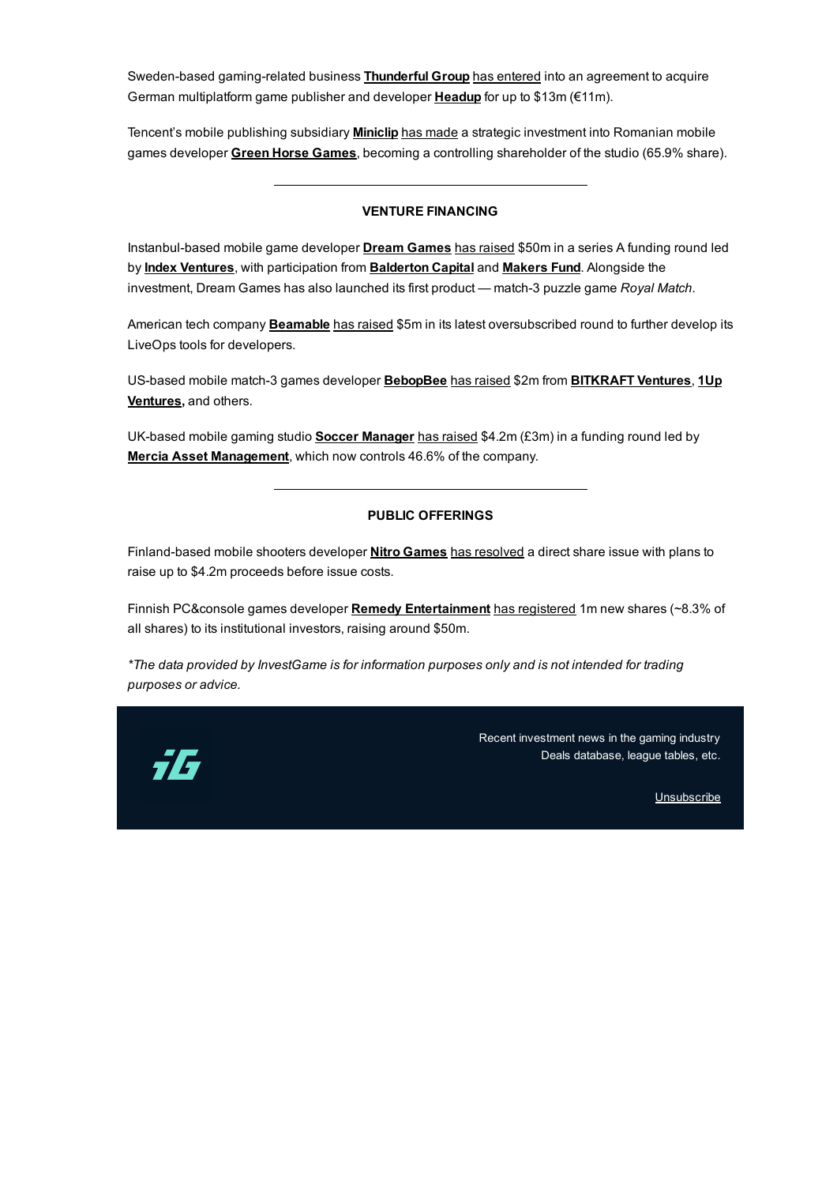Sweden-based gaming-related business **Thunderful Group** has entered into an agreement to acquire German multiplatform game publisher and developer **Headup** for up to $13m (€11m).

Tencent's mobile publishing subsidiary **Miniclip** has made a strategic investment into Romanian mobile games developer **Green Horse Games**, becoming a controlling shareholder of the studio (65.9% share).

---

**VENTURE FINANCING**

Instanbul-based mobile game developer **Dream Games** has raised $50m in a series A funding round led by **Index Ventures**, with participation from **Balderton Capital** and **Makers Fund**. Alongside the investment, Dream Games has also launched its first product — match-3 puzzle game *Royal Match*.

American tech company **Beamable** has raised $5m in its latest oversubscribed round to further develop its LiveOps tools for developers.

US-based mobile match-3 games developer **BebopBee** has raised $2m from **BITKRAFT Ventures**, **1Up Ventures,** and others.

UK-based mobile gaming studio **Soccer Manager** has raised $4.2m (£3m) in a funding round led by **Mercia Asset Management**, which now controls 46.6% of the company.

---

**PUBLIC OFFERINGS**

Finland-based mobile shooters developer **Nitro Games** has resolved a direct share issue with plans to raise up to $4.2m proceeds before issue costs.

Finnish PC&console games developer **Remedy Entertainment** has registered 1m new shares (~8.3% of all shares) to its institutional investors, raising around $50m.

*\*The data provided by InvestGame is for information purposes only and is not intended for trading purposes or advice.*

iG

Recent investment news in the gaming industry
Deals database, league tables, etc.

Unsubscribe